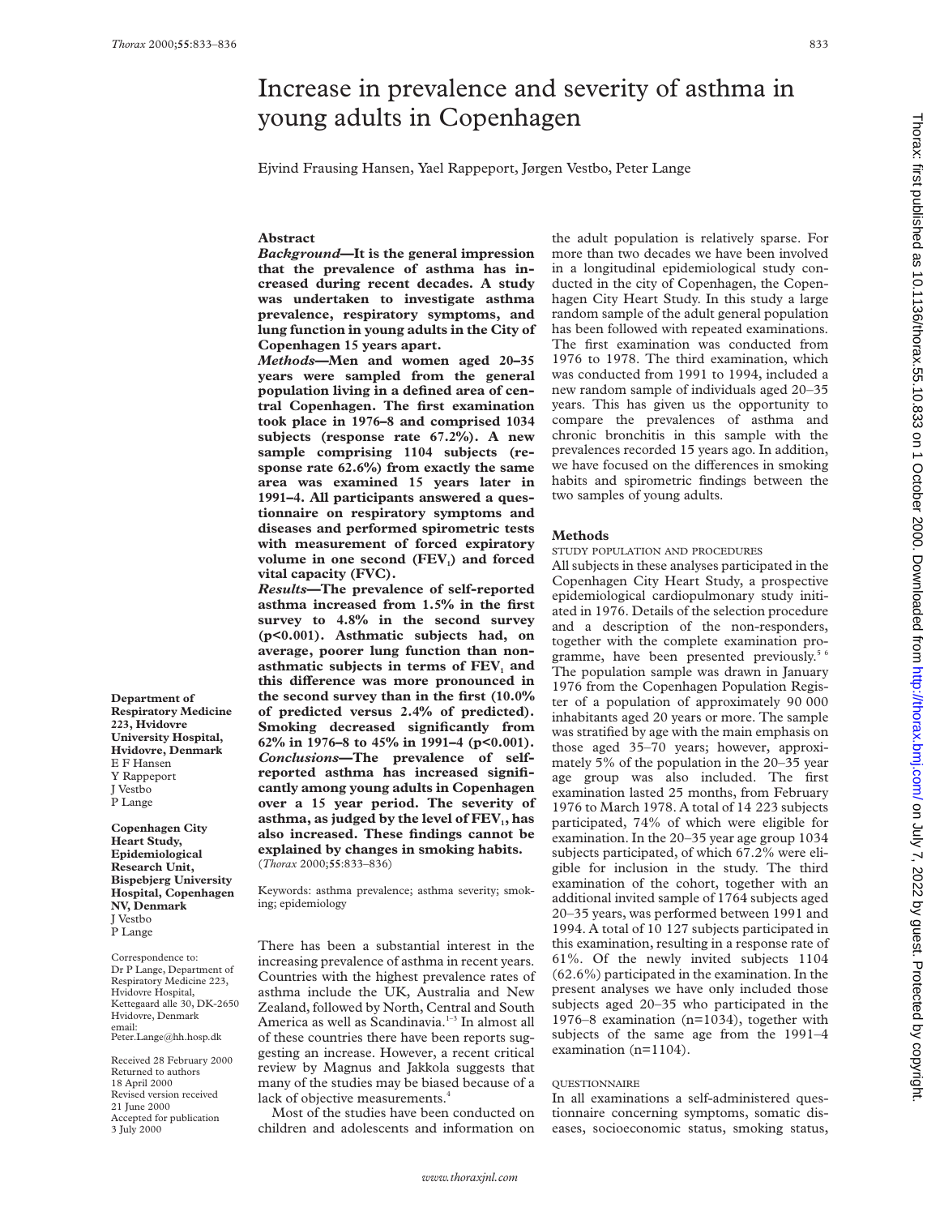# Increase in prevalence and severity of asthma in young adults in Copenhagen

Ejvind Frausing Hansen, Yael Rappeport, Jørgen Vestbo, Peter Lange

## Abstract

***Background*—It is the general impression that the prevalence of asthma has increased during recent decades. A study was undertaken to investigate asthma prevalence, respiratory symptoms, and lung function in young adults in the City of Copenhagen 15 years apart.**

***Methods*—Men and women aged 20–35 years were sampled from the general population living in a defined area of central Copenhagen. The first examination took place in 1976–8 and comprised 1034 subjects (response rate 67.2%). A new sample comprising 1104 subjects (response rate 62.6%) from exactly the same area was examined 15 years later in 1991–4. All participants answered a questionnaire on respiratory symptoms and diseases and performed spirometric tests with measurement of forced expiratory volume in one second ($FEV_1$) and forced vital capacity (FVC).**

***Results*—The prevalence of self-reported asthma increased from 1.5% in the first survey to 4.8% in the second survey ($p<0.001$). Asthmatic subjects had, on average, poorer lung function than non-asthmatic subjects in terms of $FEV_1$ and this difference was more pronounced in the second survey than in the first (10.0% of predicted versus 2.4% of predicted). Smoking decreased significantly from 62% in 1976–8 to 45% in 1991–4 ($p<0.001$).**

***Conclusions*—The prevalence of self-reported asthma has increased significantly among young adults in Copenhagen over a 15 year period. The severity of asthma, as judged by the level of $FEV_1$, has also increased. These findings cannot be explained by changes in smoking habits.**

(*Thorax* 2000;**55**:833–836)

Keywords: asthma prevalence; asthma severity; smoking; epidemiology

**Department of Respiratory Medicine 223, Hvidovre University Hospital, Hvidovre, Denmark**
E F Hansen
Y Rappeport
J Vestbo
P Lange

**Copenhagen City Heart Study, Epidemiological Research Unit, Bispebjerg University Hospital, Copenhagen NV, Denmark**
J Vestbo
P Lange

Correspondence to: Dr P Lange, Department of Respiratory Medicine 223, Hvidovre Hospital, Kettegaard alle 30, DK-2650 Hvidovre, Denmark
email: Peter.Lange@hh.hosp.dk

Received 28 February 2000
Returned to authors 18 April 2000
Revised version received 21 June 2000
Accepted for publication 3 July 2000

There has been a substantial interest in the increasing prevalence of asthma in recent years. Countries with the highest prevalence rates of asthma include the UK, Australia and New Zealand, followed by North, Central and South America as well as Scandinavia.[1–3] In almost all of these countries there have been reports suggesting an increase. However, a recent critical review by Magnus and Jakkola suggests that many of the studies may be biased because of a lack of objective measurements.[4]

Most of the studies have been conducted on children and adolescents and information on the adult population is relatively sparse. For more than two decades we have been involved in a longitudinal epidemiological study conducted in the city of Copenhagen, the Copenhagen City Heart Study. In this study a large random sample of the adult general population has been followed with repeated examinations. The first examination was conducted from 1976 to 1978. The third examination, which was conducted from 1991 to 1994, included a new random sample of individuals aged 20–35 years. This has given us the opportunity to compare the prevalences of asthma and chronic bronchitis in this sample with the prevalences recorded 15 years ago. In addition, we have focused on the differences in smoking habits and spirometric findings between the two samples of young adults.

## Methods

### STUDY POPULATION AND PROCEDURES

All subjects in these analyses participated in the Copenhagen City Heart Study, a prospective epidemiological cardiopulmonary study initiated in 1976. Details of the selection procedure and a description of the non-responders, together with the complete examination programme, have been presented previously.[5 6] The population sample was drawn in January 1976 from the Copenhagen Population Register of a population of approximately 90 000 inhabitants aged 20 years or more. The sample was stratified by age with the main emphasis on those aged 35–70 years; however, approximately 5% of the population in the 20–35 year age group was also included. The first examination lasted 25 months, from February 1976 to March 1978. A total of 14 223 subjects participated, 74% of which were eligible for examination. In the 20–35 year age group 1034 subjects participated, of which 67.2% were eligible for inclusion in the study. The third examination of the cohort, together with an additional invited sample of 1764 subjects aged 20–35 years, was performed between 1991 and 1994. A total of 10 127 subjects participated in this examination, resulting in a response rate of 61%. Of the newly invited subjects 1104 (62.6%) participated in the examination. In the present analyses we have only included those subjects aged 20–35 who participated in the 1976–8 examination (n=1034), together with subjects of the same age from the 1991–4 examination (n=1104).

### QUESTIONNAIRE

In all examinations a self-administered questionnaire concerning symptoms, somatic diseases, socioeconomic status, smoking status,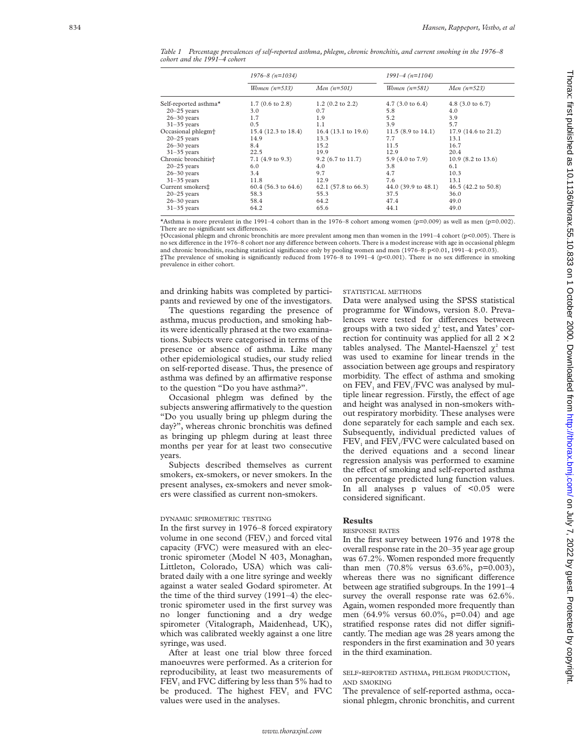*Table 1 Percentage prevalences of self-reported asthma, phlegm, chronic bronchitis, and current smoking in the 1976–8 cohort and the 1991–4 cohort*

| | *1976–8 (n=1034)* | | *1991–4 (n=1104)* | |
|---|---|---|---|---|
| | *Women (n=533)* | *Men (n=501)* | *Women (n=581)* | *Men (n=523)* |
| Self-reported asthma* | 1.7 (0.6 to 2.8) | 1.2 (0.2 to 2.2) | 4.7 (3.0 to 6.4) | 4.8 (3.0 to 6.7) |
| 20–25 years | 3.0 | 0.7 | 5.8 | 4.0 |
| 26–30 years | 1.7 | 1.9 | 5.2 | 3.9 |
| 31–35 years | 0.5 | 1.1 | 3.9 | 5.7 |
| Occasional phlegm† | 15.4 (12.3 to 18.4) | 16.4 (13.1 to 19.6) | 11.5 (8.9 to 14.1) | 17.9 (14.6 to 21.2) |
| 20–25 years | 14.9 | 13.3 | 7.7 | 13.1 |
| 26–30 years | 8.4 | 15.2 | 11.5 | 16.7 |
| 31–35 years | 22.5 | 19.9 | 12.9 | 20.4 |
| Chronic bronchitis† | 7.1 (4.9 to 9.3) | 9.2 (6.7 to 11.7) | 5.9 (4.0 to 7.9) | 10.9 (8.2 to 13.6) |
| 20–25 years | 6.0 | 4.0 | 3.8 | 6.1 |
| 26–30 years | 3.4 | 9.7 | 4.7 | 10.3 |
| 31–35 years | 11.8 | 12.9 | 7.6 | 13.1 |
| Current smokers‡ | 60.4 (56.3 to 64.6) | 62.1 (57.8 to 66.3) | 44.0 (39.9 to 48.1) | 46.5 (42.2 to 50.8) |
| 20–25 years | 58.3 | 55.3 | 37.5 | 36.0 |
| 26–30 years | 58.4 | 64.2 | 47.4 | 49.0 |
| 31–35 years | 64.2 | 65.6 | 44.1 | 49.0 |

*Asthma is more prevalent in the 1991–4 cohort than in the 1976–8 cohort among women (p=0.009) as well as men (p=0.002). There are no significant sex differences.

†Occasional phlegm and chronic bronchitis are more prevalent among men than women in the 1991–4 cohort (p<0.005). There is no sex difference in the 1976–8 cohort nor any difference between cohorts. There is a modest increase with age in occasional phlegm and chronic bronchitis, reaching statistical significance only by pooling women and men (1976–8: p<0.01, 1991–4: p<0.03).

‡The prevalence of smoking is significantly reduced from 1976–8 to 1991–4 (p<0.001). There is no sex difference in smoking prevalence in either cohort.

and drinking habits was completed by participants and reviewed by one of the investigators.

The questions regarding the presence of asthma, mucus production, and smoking habits were identically phrased at the two examinations. Subjects were categorised in terms of the presence or absence of asthma. Like many other epidemiological studies, our study relied on self-reported disease. Thus, the presence of asthma was defined by an affirmative response to the question "Do you have asthma?".

Occasional phlegm was defined by the subjects answering affirmatively to the question "Do you usually bring up phlegm during the day?", whereas chronic bronchitis was defined as bringing up phlegm during at least three months per year for at least two consecutive years.

Subjects described themselves as current smokers, ex-smokers, or never smokers. In the present analyses, ex-smokers and never smokers were classified as current non-smokers.

### DYNAMIC SPIROMETRIC TESTING

In the first survey in 1976–8 forced expiratory volume in one second ($FEV_1$) and forced vital capacity (FVC) were measured with an electronic spirometer (Model N 403, Monaghan, Littleton, Colorado, USA) which was calibrated daily with a one litre syringe and weekly against a water sealed Godard spirometer. At the time of the third survey (1991–4) the electronic spirometer used in the first survey was no longer functioning and a dry wedge spirometer (Vitalograph, Maidenhead, UK), which was calibrated weekly against a one litre syringe, was used.

After at least one trial blow three forced manoeuvres were performed. As a criterion for reproducibility, at least two measurements of $FEV_1$ and FVC differing by less than 5% had to be produced. The highest $FEV_1$ and FVC values were used in the analyses.

### STATISTICAL METHODS

Data were analysed using the SPSS statistical programme for Windows, version 8.0. Prevalences were tested for differences between groups with a two sided $\chi^2$ test, and Yates' correction for continuity was applied for all $2 \times 2$ tables analysed. The Mantel-Haenszel $\chi^2$ test was used to examine for linear trends in the association between age groups and respiratory morbidity. The effect of asthma and smoking on $FEV_1$ and $FEV_1$/FVC was analysed by multiple linear regression. Firstly, the effect of age and height was analysed in non-smokers without respiratory morbidity. These analyses were done separately for each sample and each sex. Subsequently, individual predicted values of $FEV_1$ and $FEV_1$/FVC were calculated based on the derived equations and a second linear regression analysis was performed to examine the effect of smoking and self-reported asthma on percentage predicted lung function values. In all analyses p values of <0.05 were considered significant.

## Results

### RESPONSE RATES

In the first survey between 1976 and 1978 the overall response rate in the 20–35 year age group was 67.2%. Women responded more frequently than men (70.8% versus 63.6%, p=0.003), whereas there was no significant difference between age stratified subgroups. In the 1991–4 survey the overall response rate was 62.6%. Again, women responded more frequently than men (64.9% versus 60.0%, p=0.04) and age stratified response rates did not differ significantly. The median age was 28 years among the responders in the first examination and 30 years in the third examination.

### SELF-REPORTED ASTHMA, PHLEGM PRODUCTION, AND SMOKING

The prevalence of self-reported asthma, occasional phlegm, chronic bronchitis, and current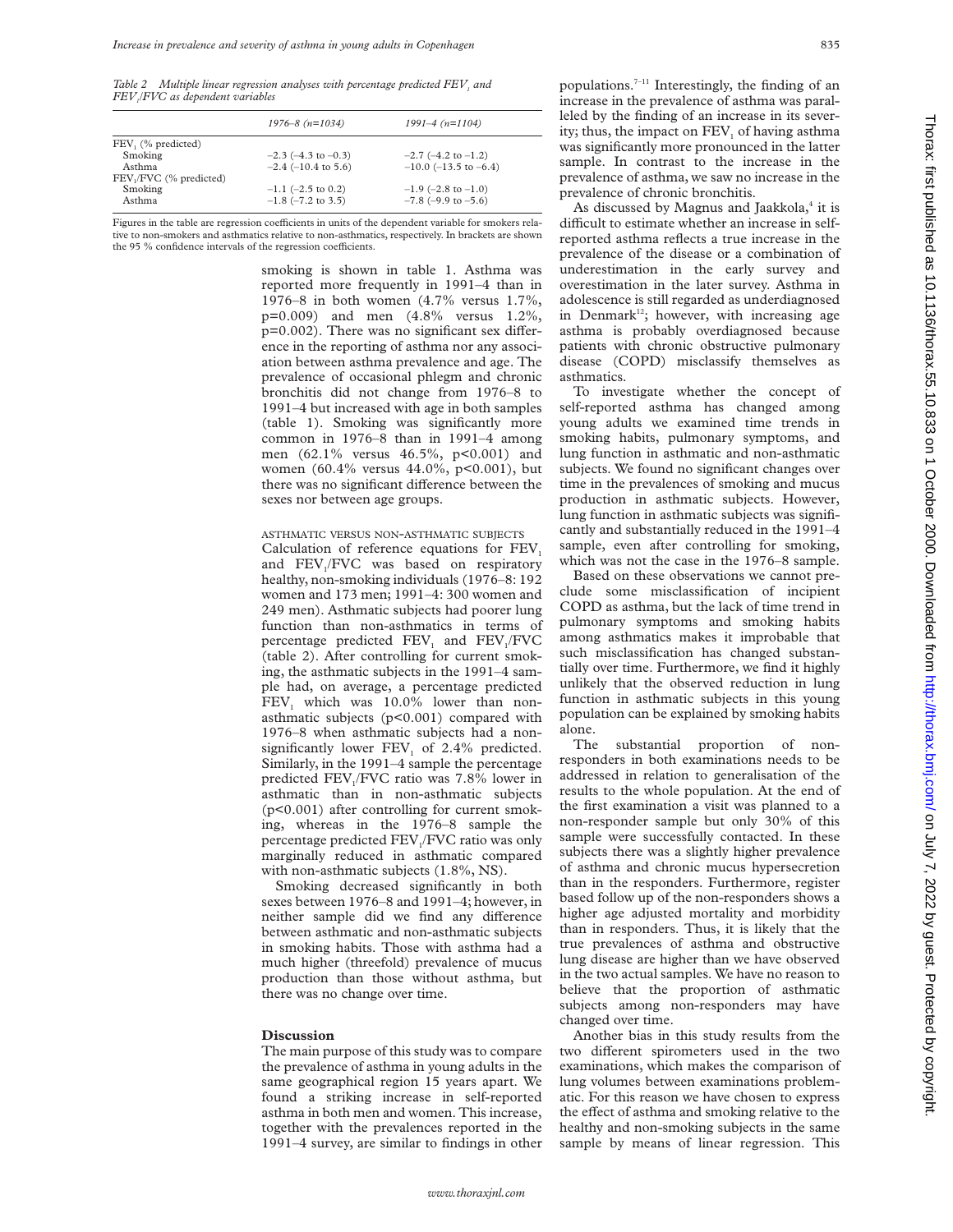*Table 2 Multiple linear regression analyses with percentage predicted $FEV_1$ and $FEV_1/FVC$ as dependent variables*

| | 1976–8 (n=1034) | 1991–4 (n=1104) |
|---|---|---|
| $FEV_1$ (% predicted) | | |
| Smoking | −2.3 (−4.3 to −0.3) | −2.7 (−4.2 to −1.2) |
| Asthma | −2.4 (−10.4 to 5.6) | −10.0 (−13.5 to −6.4) |
| $FEV_1/FVC$ (% predicted) | | |
| Smoking | −1.1 (−2.5 to 0.2) | −1.9 (−2.8 to −1.0) |
| Asthma | −1.8 (−7.2 to 3.5) | −7.8 (−9.9 to −5.6) |

Figures in the table are regression coefficients in units of the dependent variable for smokers relative to non-smokers and asthmatics relative to non-asthmatics, respectively. In brackets are shown the 95 % confidence intervals of the regression coefficients.

smoking is shown in table 1. Asthma was reported more frequently in 1991–4 than in 1976–8 in both women (4.7% versus 1.7%, p=0.009) and men (4.8% versus 1.2%, p=0.002). There was no significant sex difference in the reporting of asthma nor any association between asthma prevalence and age. The prevalence of occasional phlegm and chronic bronchitis did not change from 1976–8 to 1991–4 but increased with age in both samples (table 1). Smoking was significantly more common in 1976–8 than in 1991–4 among men (62.1% versus 46.5%, p<0.001) and women (60.4% versus 44.0%, p<0.001), but there was no significant difference between the sexes nor between age groups.

### ASTHMATIC VERSUS NON-ASTHMATIC SUBJECTS

Calculation of reference equations for $FEV_1$ and $FEV_1/FVC$ was based on respiratory healthy, non-smoking individuals (1976–8: 192 women and 173 men; 1991–4: 300 women and 249 men). Asthmatic subjects had poorer lung function than non-asthmatics in terms of percentage predicted $FEV_1$ and $FEV_1/FVC$ (table 2). After controlling for current smoking, the asthmatic subjects in the 1991–4 sample had, on average, a percentage predicted $FEV_1$ which was 10.0% lower than non-asthmatic subjects (p<0.001) compared with 1976–8 when asthmatic subjects had a non-significantly lower $FEV_1$ of 2.4% predicted. Similarly, in the 1991–4 sample the percentage predicted $FEV_1/FVC$ ratio was 7.8% lower in asthmatic than in non-asthmatic subjects (p<0.001) after controlling for current smoking, whereas in the 1976–8 sample the percentage predicted $FEV_1/FVC$ ratio was only marginally reduced in asthmatic compared with non-asthmatic subjects (1.8%, NS).

Smoking decreased significantly in both sexes between 1976–8 and 1991–4; however, in neither sample did we find any difference between asthmatic and non-asthmatic subjects in smoking habits. Those with asthma had a much higher (threefold) prevalence of mucus production than those without asthma, but there was no change over time.

## Discussion

The main purpose of this study was to compare the prevalence of asthma in young adults in the same geographical region 15 years apart. We found a striking increase in self-reported asthma in both men and women. This increase, together with the prevalences reported in the 1991–4 survey, are similar to findings in other populations.[7–11] Interestingly, the finding of an increase in the prevalence of asthma was paralleled by the finding of an increase in its severity; thus, the impact on $FEV_1$ of having asthma was significantly more pronounced in the latter sample. In contrast to the increase in the prevalence of asthma, we saw no increase in the prevalence of chronic bronchitis.

As discussed by Magnus and Jaakkola,[4] it is difficult to estimate whether an increase in self-reported asthma reflects a true increase in the prevalence of the disease or a combination of underestimation in the early survey and overestimation in the later survey. Asthma in adolescence is still regarded as underdiagnosed in Denmark[12]; however, with increasing age asthma is probably overdiagnosed because patients with chronic obstructive pulmonary disease (COPD) misclassify themselves as asthmatics.

To investigate whether the concept of self-reported asthma has changed among young adults we examined time trends in smoking habits, pulmonary symptoms, and lung function in asthmatic and non-asthmatic subjects. We found no significant changes over time in the prevalences of smoking and mucus production in asthmatic subjects. However, lung function in asthmatic subjects was significantly and substantially reduced in the 1991–4 sample, even after controlling for smoking, which was not the case in the 1976–8 sample.

Based on these observations we cannot preclude some misclassification of incipient COPD as asthma, but the lack of time trend in pulmonary symptoms and smoking habits among asthmatics makes it improbable that such misclassification has changed substantially over time. Furthermore, we find it highly unlikely that the observed reduction in lung function in asthmatic subjects in this young population can be explained by smoking habits alone.

The substantial proportion of non-responders in both examinations needs to be addressed in relation to generalisation of the results to the whole population. At the end of the first examination a visit was planned to a non-responder sample but only 30% of this sample were successfully contacted. In these subjects there was a slightly higher prevalence of asthma and chronic mucus hypersecretion than in the responders. Furthermore, register based follow up of the non-responders shows a higher age adjusted mortality and morbidity than in responders. Thus, it is likely that the true prevalences of asthma and obstructive lung disease are higher than we have observed in the two actual samples. We have no reason to believe that the proportion of asthmatic subjects among non-responders may have changed over time.

Another bias in this study results from the two different spirometers used in the two examinations, which makes the comparison of lung volumes between examinations problematic. For this reason we have chosen to express the effect of asthma and smoking relative to the healthy and non-smoking subjects in the same sample by means of linear regression. This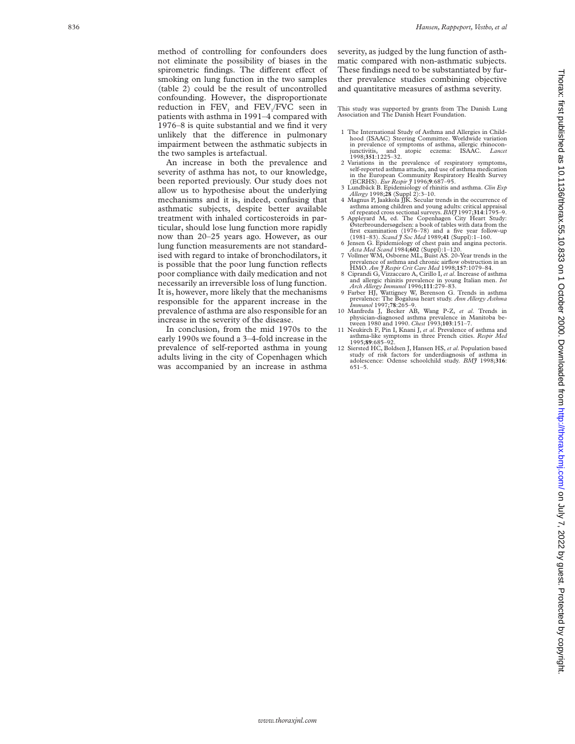method of controlling for confounders does not eliminate the possibility of biases in the spirometric findings. The different effect of smoking on lung function in the two samples (table 2) could be the result of uncontrolled confounding. However, the disproportionate reduction in $FEV_1$ and $FEV_1/FVC$ seen in patients with asthma in 1991–4 compared with 1976–8 is quite substantial and we find it very unlikely that the difference in pulmonary impairment between the asthmatic subjects in the two samples is artefactual.

An increase in both the prevalence and severity of asthma has not, to our knowledge, been reported previously. Our study does not allow us to hypothesise about the underlying mechanisms and it is, indeed, confusing that asthmatic subjects, despite better available treatment with inhaled corticosteroids in particular, should lose lung function more rapidly now than 20–25 years ago. However, as our lung function measurements are not standardised with regard to intake of bronchodilators, it is possible that the poor lung function reflects poor compliance with daily medication and not necessarily an irreversible loss of lung function. It is, however, more likely that the mechanisms responsible for the apparent increase in the prevalence of asthma are also responsible for an increase in the severity of the disease.

In conclusion, from the mid 1970s to the early 1990s we found a 3–4-fold increase in the prevalence of self-reported asthma in young adults living in the city of Copenhagen which was accompanied by an increase in asthma severity, as judged by the lung function of asthmatic compared with non-asthmatic subjects. These findings need to be substantiated by further prevalence studies combining objective and quantitative measures of asthma severity.

This study was supported by grants from The Danish Lung Association and The Danish Heart Foundation.

1. The International Study of Asthma and Allergies in Childhood (ISAAC) Steering Committee. Worldwide variation in prevalence of symptoms of asthma, allergic rhinoconjunctivitis, and atopic eczema: ISAAC. *Lancet* 1998;**351**:1225–32.
2. Variations in the prevalence of respiratory symptoms, self-reported asthma attacks, and use of asthma medication in the European Community Respiratory Health Survey (ECRHS). *Eur Respir J* 1996;**9**:687–95.
3. Lundbäck B. Epidemiology of rhinitis and asthma. *Clin Exp Allergy* 1998;**28** (Suppl 2):3–10.
4. Magnus P, Jaakkola JJK. Secular trends in the occurrence of asthma among children and young adults: critical appraisal of repeated cross sectional surveys. *BMJ* 1997;**314**:1795–9.
5. Appleyard M, ed. The Copenhagen City Heart Study: Østerbroundersøgelsen: a book of tables with data from the first examination (1976–78) and a five year follow-up (1981–83). *Scand J Soc Med* 1989;**41** (Suppl):1–160.
6. Jensen G. Epidemiology of chest pain and angina pectoris. *Acta Med Scand* 1984;**602** (Suppl):1–120.
7. Vollmer WM, Osborne ML, Buist AS. 20-Year trends in the prevalence of asthma and chronic airflow obstruction in an HMO. *Am J Respir Crit Care Med* 1998;**157**:1079–84.
8. Ciprandi G, Vizzaccaro A, Cirillo I, *et al*. Increase of asthma and allergic rhinitis prevalence in young Italian men. *Int Arch Allergy Immunol* 1996;**111**:279–83.
9. Farber HJ, Wattigney W, Berenson G. Trends in asthma prevalence: The Bogalusa heart study. *Ann Allergy Asthma Immunol* 1997;**78**:265–9.
10. Manfreda J, Becker AB, Wang P-Z, *et al*. Trends in physician-diagnosed asthma prevalence in Manitoba between 1980 and 1990. *Chest* 1993;**103**:151–7.
11. Neukirch F, Pin I, Knani J, *et al*. Prevalence of asthma and asthma-like symptoms in three French cities. *Respir Med* 1995;**89**:685–92.
12. Siersted HC, Boldsen J, Hansen HS, *et al*. Population based study of risk factors for underdiagnosis of asthma in adolescence: Odense schoolchild study. *BMJ* 1998;**316**:651–5.